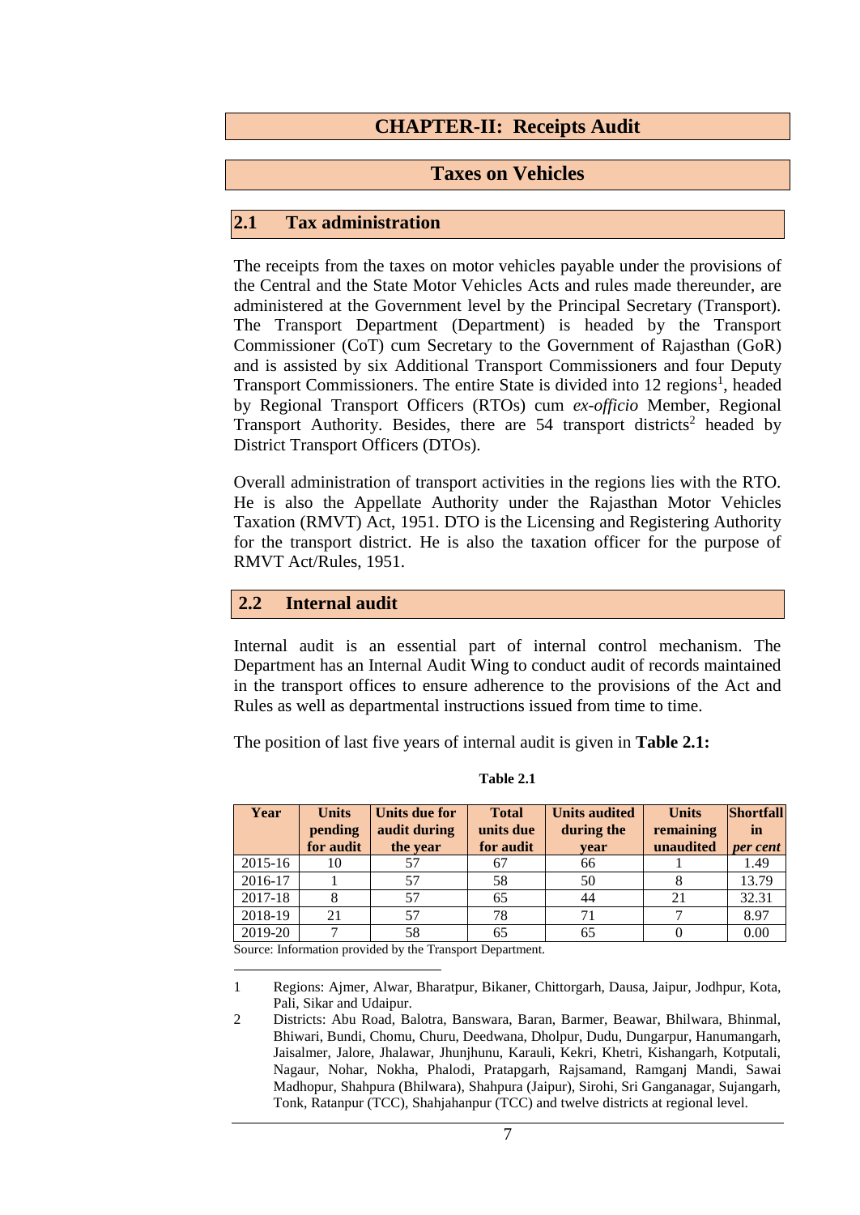# CHAPTER-II: Receipts Audit

## Taxes on Vehicles

### 2.1 Tax administration

The receipts from the taxes on motor vehicles payable under the provisions of the Central and the State Motor Vehicles Acts and rules made thereunder, are administered at the Government level by the Principal Secretary (Transport). The Transport Department (Department) is headed by the Transport Commissioner (CoT) cum Secretary to the Government of Rajasthan (GoR) and is assisted by six Additional Transport Commissioners and four Deputy Transport Commissioners. The entire State is divided into 12 regions[1], headed by Regional Transport Officers (RTOs) cum *ex-officio* Member, Regional Transport Authority. Besides, there are 54 transport districts[2] headed by District Transport Officers (DTOs).

Overall administration of transport activities in the regions lies with the RTO. He is also the Appellate Authority under the Rajasthan Motor Vehicles Taxation (RMVT) Act, 1951. DTO is the Licensing and Registering Authority for the transport district. He is also the taxation officer for the purpose of RMVT Act/Rules, 1951.

### 2.2 Internal audit

Internal audit is an essential part of internal control mechanism. The Department has an Internal Audit Wing to conduct audit of records maintained in the transport offices to ensure adherence to the provisions of the Act and Rules as well as departmental instructions issued from time to time.

The position of last five years of internal audit is given in **Table 2.1:**

**Table 2.1**

| Year | Units pending for audit | Units due for audit during the year | Total units due for audit | Units audited during the year | Units remaining unaudited | Shortfall in *per cent* |
|---|---|---|---|---|---|---|
| 2015-16 | 10 | 57 | 67 | 66 | 1 | 1.49 |
| 2016-17 | 1 | 57 | 58 | 50 | 8 | 13.79 |
| 2017-18 | 8 | 57 | 65 | 44 | 21 | 32.31 |
| 2018-19 | 21 | 57 | 78 | 71 | 7 | 8.97 |
| 2019-20 | 7 | 58 | 65 | 65 | 0 | 0.00 |

Source: Information provided by the Transport Department.

---

1 Regions: Ajmer, Alwar, Bharatpur, Bikaner, Chittorgarh, Dausa, Jaipur, Jodhpur, Kota, Pali, Sikar and Udaipur.

2 Districts: Abu Road, Balotra, Banswara, Baran, Barmer, Beawar, Bhilwara, Bhinmal, Bhiwari, Bundi, Chomu, Churu, Deedwana, Dholpur, Dudu, Dungarpur, Hanumangarh, Jaisalmer, Jalore, Jhalawar, Jhunjhunu, Karauli, Kekri, Khetri, Kishangarh, Kotputali, Nagaur, Nohar, Nokha, Phalodi, Pratapgarh, Rajsamand, Ramganj Mandi, Sawai Madhopur, Shahpura (Bhilwara), Shahpura (Jaipur), Sirohi, Sri Ganganagar, Sujangarh, Tonk, Ratanpur (TCC), Shahjahanpur (TCC) and twelve districts at regional level.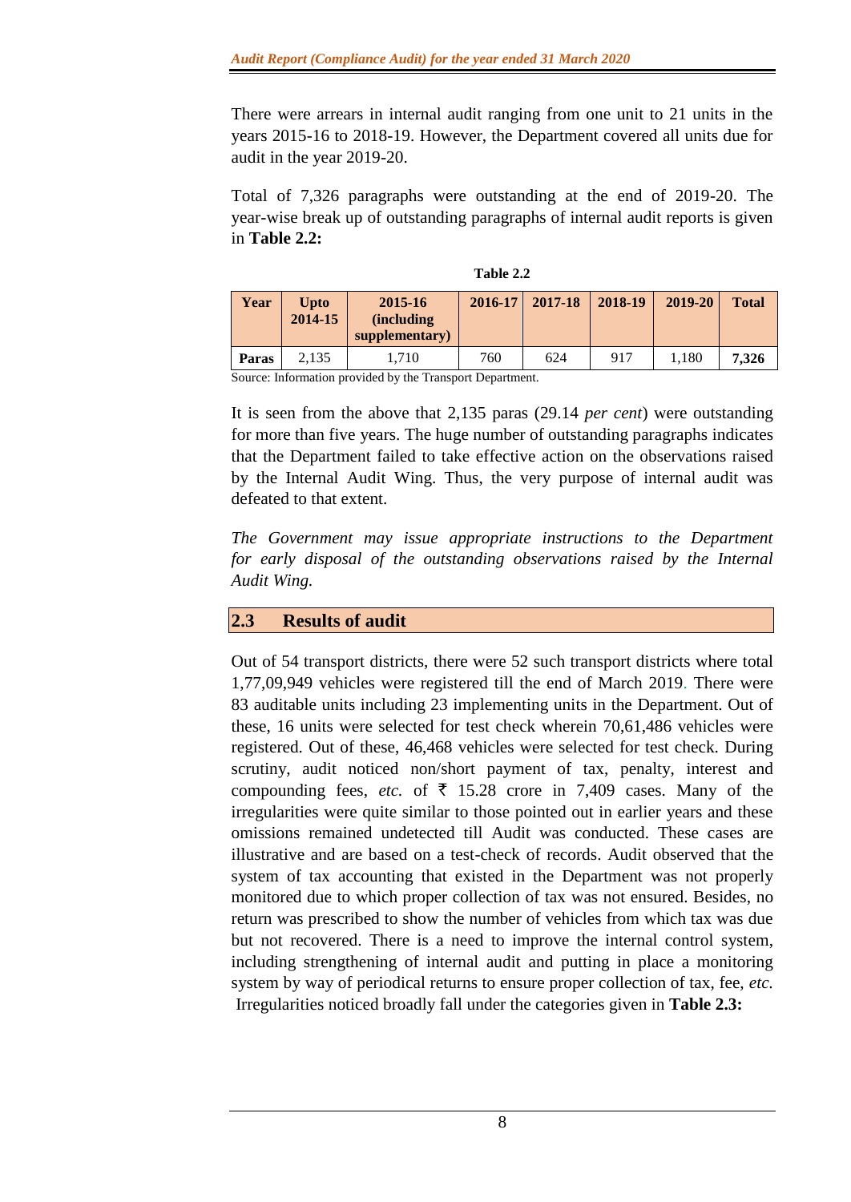There were arrears in internal audit ranging from one unit to 21 units in the years 2015-16 to 2018-19. However, the Department covered all units due for audit in the year 2019-20.

Total of 7,326 paragraphs were outstanding at the end of 2019-20. The year-wise break up of outstanding paragraphs of internal audit reports is given in **Table 2.2:**

**Table 2.2**

| Year | Upto 2014-15 | 2015-16 (including supplementary) | 2016-17 | 2017-18 | 2018-19 | 2019-20 | Total |
|---|---|---|---|---|---|---|---|
| **Paras** | 2,135 | 1,710 | 760 | 624 | 917 | 1,180 | **7,326** |

Source: Information provided by the Transport Department.

It is seen from the above that 2,135 paras (29.14 *per cent*) were outstanding for more than five years. The huge number of outstanding paragraphs indicates that the Department failed to take effective action on the observations raised by the Internal Audit Wing. Thus, the very purpose of internal audit was defeated to that extent.

*The Government may issue appropriate instructions to the Department for early disposal of the outstanding observations raised by the Internal Audit Wing.*

## 2.3 Results of audit

Out of 54 transport districts, there were 52 such transport districts where total 1,77,09,949 vehicles were registered till the end of March 2019. There were 83 auditable units including 23 implementing units in the Department. Out of these, 16 units were selected for test check wherein 70,61,486 vehicles were registered. Out of these, 46,468 vehicles were selected for test check. During scrutiny, audit noticed non/short payment of tax, penalty, interest and compounding fees, *etc.* of ₹ 15.28 crore in 7,409 cases. Many of the irregularities were quite similar to those pointed out in earlier years and these omissions remained undetected till Audit was conducted. These cases are illustrative and are based on a test-check of records. Audit observed that the system of tax accounting that existed in the Department was not properly monitored due to which proper collection of tax was not ensured. Besides, no return was prescribed to show the number of vehicles from which tax was due but not recovered. There is a need to improve the internal control system, including strengthening of internal audit and putting in place a monitoring system by way of periodical returns to ensure proper collection of tax, fee, *etc.* Irregularities noticed broadly fall under the categories given in **Table 2.3:**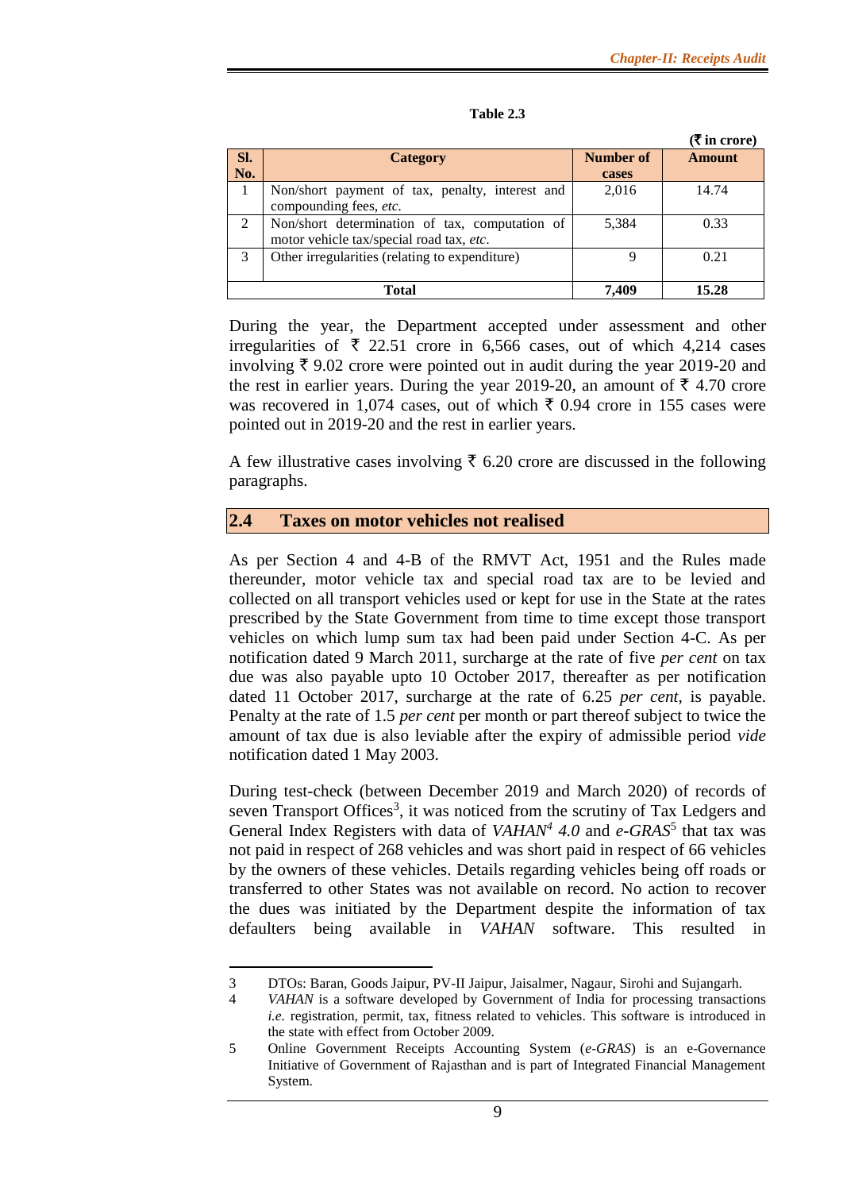**Table 2.3**

(₹ in crore)

| Sl. No. | Category | Number of cases | Amount |
|---|---|---|---|
| 1 | Non/short payment of tax, penalty, interest and compounding fees, *etc.* | 2,016 | 14.74 |
| 2 | Non/short determination of tax, computation of motor vehicle tax/special road tax, *etc*. | 5,384 | 0.33 |
| 3 | Other irregularities (relating to expenditure) | 9 | 0.21 |
| | **Total** | **7,409** | **15.28** |

During the year, the Department accepted under assessment and other irregularities of ₹ 22.51 crore in 6,566 cases, out of which 4,214 cases involving ₹ 9.02 crore were pointed out in audit during the year 2019-20 and the rest in earlier years. During the year 2019-20, an amount of ₹ 4.70 crore was recovered in 1,074 cases, out of which ₹ 0.94 crore in 155 cases were pointed out in 2019-20 and the rest in earlier years.

A few illustrative cases involving ₹ 6.20 crore are discussed in the following paragraphs.

## 2.4 Taxes on motor vehicles not realised

As per Section 4 and 4-B of the RMVT Act, 1951 and the Rules made thereunder, motor vehicle tax and special road tax are to be levied and collected on all transport vehicles used or kept for use in the State at the rates prescribed by the State Government from time to time except those transport vehicles on which lump sum tax had been paid under Section 4-C. As per notification dated 9 March 2011, surcharge at the rate of five *per cent* on tax due was also payable upto 10 October 2017, thereafter as per notification dated 11 October 2017, surcharge at the rate of 6.25 *per cent*, is payable. Penalty at the rate of 1.5 *per cent* per month or part thereof subject to twice the amount of tax due is also leviable after the expiry of admissible period *vide* notification dated 1 May 2003.

During test-check (between December 2019 and March 2020) of records of seven Transport Offices[3], it was noticed from the scrutiny of Tax Ledgers and General Index Registers with data of *VAHAN*[4] *4.0* and *e-GRAS*[5] that tax was not paid in respect of 268 vehicles and was short paid in respect of 66 vehicles by the owners of these vehicles. Details regarding vehicles being off roads or transferred to other States was not available on record. No action to recover the dues was initiated by the Department despite the information of tax defaulters being available in *VAHAN* software. This resulted in

---

3 DTOs: Baran, Goods Jaipur, PV-II Jaipur, Jaisalmer, Nagaur, Sirohi and Sujangarh.

4 *VAHAN* is a software developed by Government of India for processing transactions *i.e.* registration, permit, tax, fitness related to vehicles. This software is introduced in the state with effect from October 2009.

5 Online Government Receipts Accounting System (*e-GRAS*) is an e-Governance Initiative of Government of Rajasthan and is part of Integrated Financial Management System.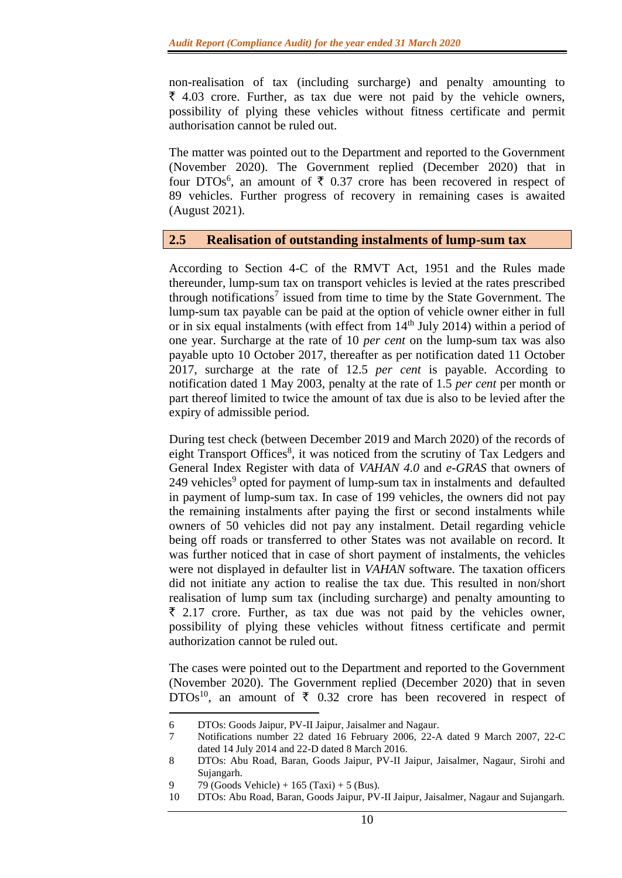non-realisation of tax (including surcharge) and penalty amounting to ₹ 4.03 crore. Further, as tax due were not paid by the vehicle owners, possibility of plying these vehicles without fitness certificate and permit authorisation cannot be ruled out.

The matter was pointed out to the Department and reported to the Government (November 2020). The Government replied (December 2020) that in four DTOs[6], an amount of ₹ 0.37 crore has been recovered in respect of 89 vehicles. Further progress of recovery in remaining cases is awaited (August 2021).

## 2.5 Realisation of outstanding instalments of lump-sum tax

According to Section 4-C of the RMVT Act, 1951 and the Rules made thereunder, lump-sum tax on transport vehicles is levied at the rates prescribed through notifications[7] issued from time to time by the State Government. The lump-sum tax payable can be paid at the option of vehicle owner either in full or in six equal instalments (with effect from 14th July 2014) within a period of one year. Surcharge at the rate of 10 *per cent* on the lump-sum tax was also payable upto 10 October 2017, thereafter as per notification dated 11 October 2017, surcharge at the rate of 12.5 *per cent* is payable. According to notification dated 1 May 2003, penalty at the rate of 1.5 *per cent* per month or part thereof limited to twice the amount of tax due is also to be levied after the expiry of admissible period.

During test check (between December 2019 and March 2020) of the records of eight Transport Offices[8], it was noticed from the scrutiny of Tax Ledgers and General Index Register with data of *VAHAN 4.0* and *e-GRAS* that owners of 249 vehicles[9] opted for payment of lump-sum tax in instalments and defaulted in payment of lump-sum tax. In case of 199 vehicles, the owners did not pay the remaining instalments after paying the first or second instalments while owners of 50 vehicles did not pay any instalment. Detail regarding vehicle being off roads or transferred to other States was not available on record. It was further noticed that in case of short payment of instalments, the vehicles were not displayed in defaulter list in *VAHAN* software. The taxation officers did not initiate any action to realise the tax due. This resulted in non/short realisation of lump sum tax (including surcharge) and penalty amounting to ₹ 2.17 crore. Further, as tax due was not paid by the vehicles owner, possibility of plying these vehicles without fitness certificate and permit authorization cannot be ruled out.

The cases were pointed out to the Department and reported to the Government (November 2020). The Government replied (December 2020) that in seven DTOs[10], an amount of ₹ 0.32 crore has been recovered in respect of

---

6 DTOs: Goods Jaipur, PV-II Jaipur, Jaisalmer and Nagaur.

7 Notifications number 22 dated 16 February 2006, 22-A dated 9 March 2007, 22-C dated 14 July 2014 and 22-D dated 8 March 2016.

8 DTOs: Abu Road, Baran, Goods Jaipur, PV-II Jaipur, Jaisalmer, Nagaur, Sirohi and Sujangarh.

9 79 (Goods Vehicle) + 165 (Taxi) + 5 (Bus).

10 DTOs: Abu Road, Baran, Goods Jaipur, PV-II Jaipur, Jaisalmer, Nagaur and Sujangarh.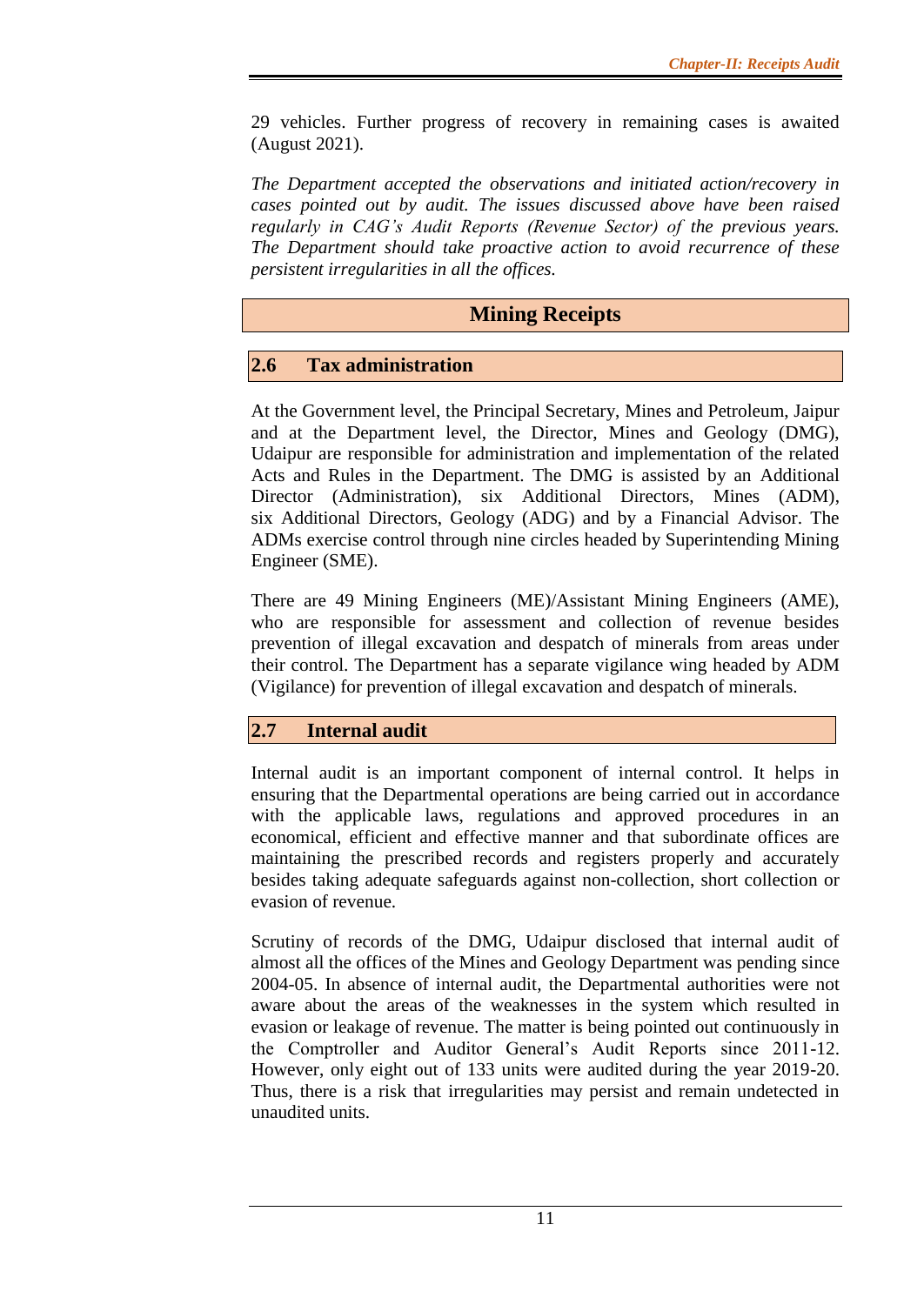29 vehicles. Further progress of recovery in remaining cases is awaited (August 2021).

*The Department accepted the observations and initiated action/recovery in cases pointed out by audit. The issues discussed above have been raised regularly in CAG's Audit Reports (Revenue Sector) of the previous years. The Department should take proactive action to avoid recurrence of these persistent irregularities in all the offices.*

# Mining Receipts

## 2.6 Tax administration

At the Government level, the Principal Secretary, Mines and Petroleum, Jaipur and at the Department level, the Director, Mines and Geology (DMG), Udaipur are responsible for administration and implementation of the related Acts and Rules in the Department. The DMG is assisted by an Additional Director (Administration), six Additional Directors, Mines (ADM), six Additional Directors, Geology (ADG) and by a Financial Advisor. The ADMs exercise control through nine circles headed by Superintending Mining Engineer (SME).

There are 49 Mining Engineers (ME)/Assistant Mining Engineers (AME), who are responsible for assessment and collection of revenue besides prevention of illegal excavation and despatch of minerals from areas under their control. The Department has a separate vigilance wing headed by ADM (Vigilance) for prevention of illegal excavation and despatch of minerals.

## 2.7 Internal audit

Internal audit is an important component of internal control. It helps in ensuring that the Departmental operations are being carried out in accordance with the applicable laws, regulations and approved procedures in an economical, efficient and effective manner and that subordinate offices are maintaining the prescribed records and registers properly and accurately besides taking adequate safeguards against non-collection, short collection or evasion of revenue.

Scrutiny of records of the DMG, Udaipur disclosed that internal audit of almost all the offices of the Mines and Geology Department was pending since 2004-05. In absence of internal audit, the Departmental authorities were not aware about the areas of the weaknesses in the system which resulted in evasion or leakage of revenue. The matter is being pointed out continuously in the Comptroller and Auditor General's Audit Reports since 2011-12. However, only eight out of 133 units were audited during the year 2019-20. Thus, there is a risk that irregularities may persist and remain undetected in unaudited units.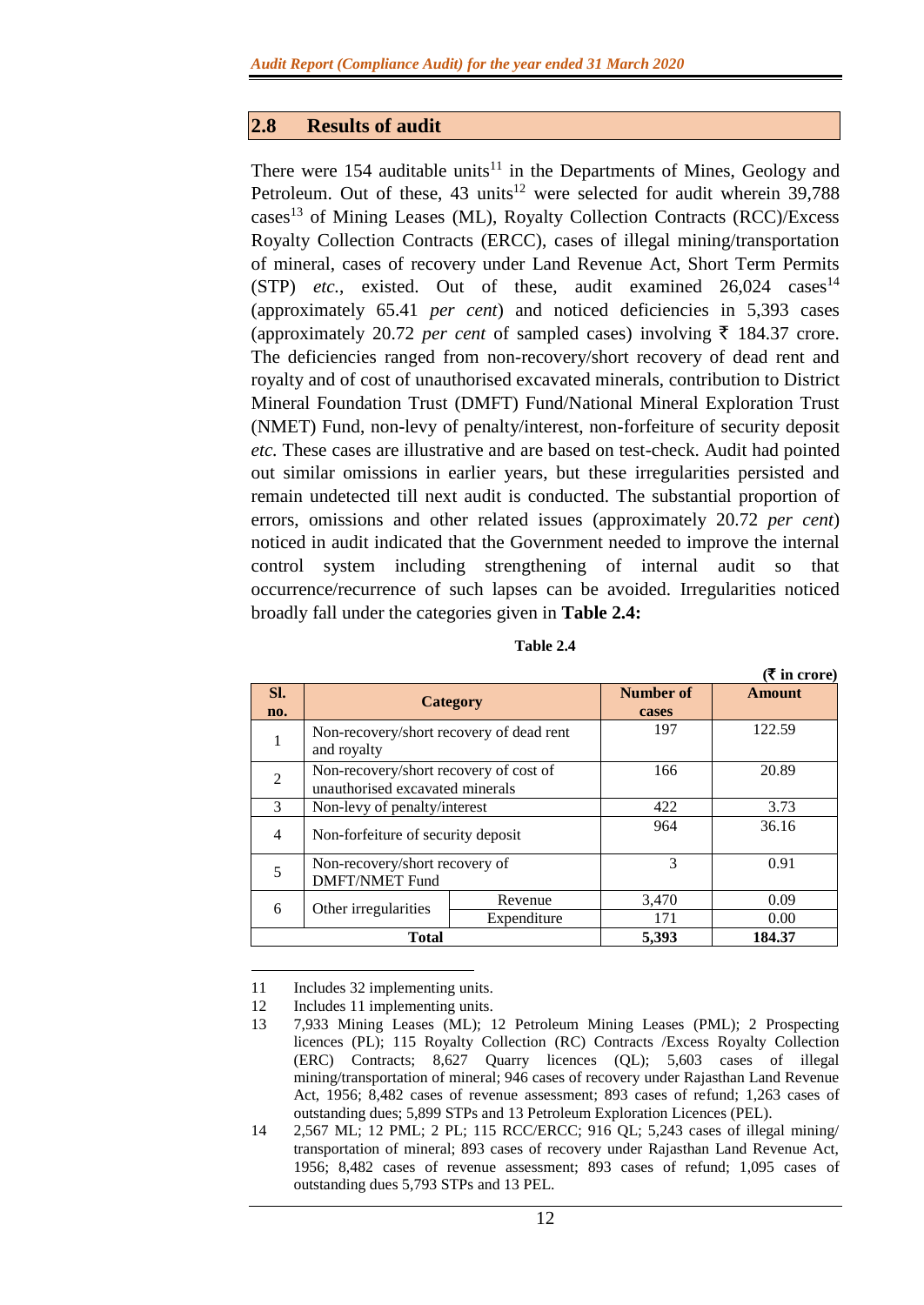## 2.8 Results of audit

There were 154 auditable units[11] in the Departments of Mines, Geology and Petroleum. Out of these, 43 units[12] were selected for audit wherein 39,788 cases[13] of Mining Leases (ML), Royalty Collection Contracts (RCC)/Excess Royalty Collection Contracts (ERCC), cases of illegal mining/transportation of mineral, cases of recovery under Land Revenue Act, Short Term Permits (STP) *etc.*, existed. Out of these, audit examined 26,024 cases[14] (approximately 65.41 *per cent*) and noticed deficiencies in 5,393 cases (approximately 20.72 *per cent* of sampled cases) involving ₹ 184.37 crore. The deficiencies ranged from non-recovery/short recovery of dead rent and royalty and of cost of unauthorised excavated minerals, contribution to District Mineral Foundation Trust (DMFT) Fund/National Mineral Exploration Trust (NMET) Fund, non-levy of penalty/interest, non-forfeiture of security deposit *etc.* These cases are illustrative and are based on test-check. Audit had pointed out similar omissions in earlier years, but these irregularities persisted and remain undetected till next audit is conducted. The substantial proportion of errors, omissions and other related issues (approximately 20.72 *per cent*) noticed in audit indicated that the Government needed to improve the internal control system including strengthening of internal audit so that occurrence/recurrence of such lapses can be avoided. Irregularities noticed broadly fall under the categories given in **Table 2.4:**

**Table 2.4**

**(₹ in crore)**

| Sl. no. | Category | | Number of cases | Amount |
|---|---|---|---|---|
| 1 | Non-recovery/short recovery of dead rent and royalty | | 197 | 122.59 |
| 2 | Non-recovery/short recovery of cost of unauthorised excavated minerals | | 166 | 20.89 |
| 3 | Non-levy of penalty/interest | | 422 | 3.73 |
| 4 | Non-forfeiture of security deposit | | 964 | 36.16 |
| 5 | Non-recovery/short recovery of DMFT/NMET Fund | | 3 | 0.91 |
| 6 | Other irregularities | Revenue | 3,470 | 0.09 |
| | | Expenditure | 171 | 0.00 |
| **Total** | | | **5,393** | **184.37** |

---

11 Includes 32 implementing units.

12 Includes 11 implementing units.

13 7,933 Mining Leases (ML); 12 Petroleum Mining Leases (PML); 2 Prospecting licences (PL); 115 Royalty Collection (RC) Contracts /Excess Royalty Collection (ERC) Contracts; 8,627 Quarry licences (QL); 5,603 cases of illegal mining/transportation of mineral; 946 cases of recovery under Rajasthan Land Revenue Act, 1956; 8,482 cases of revenue assessment; 893 cases of refund; 1,263 cases of outstanding dues; 5,899 STPs and 13 Petroleum Exploration Licences (PEL).

14 2,567 ML; 12 PML; 2 PL; 115 RCC/ERCC; 916 QL; 5,243 cases of illegal mining/ transportation of mineral; 893 cases of recovery under Rajasthan Land Revenue Act, 1956; 8,482 cases of revenue assessment; 893 cases of refund; 1,095 cases of outstanding dues 5,793 STPs and 13 PEL.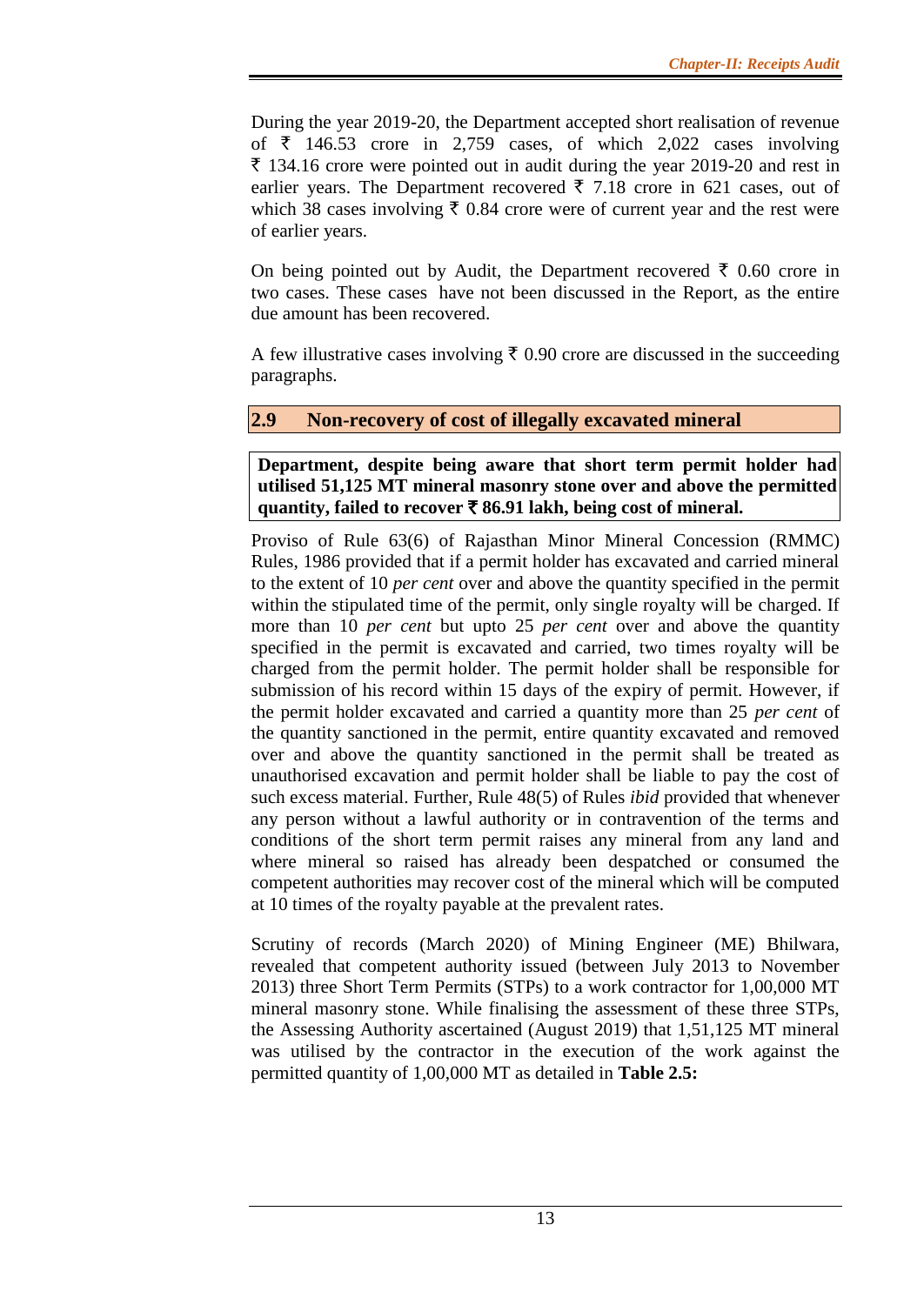During the year 2019-20, the Department accepted short realisation of revenue of ₹ 146.53 crore in 2,759 cases, of which 2,022 cases involving ₹ 134.16 crore were pointed out in audit during the year 2019-20 and rest in earlier years. The Department recovered ₹ 7.18 crore in 621 cases, out of which 38 cases involving ₹ 0.84 crore were of current year and the rest were of earlier years.

On being pointed out by Audit, the Department recovered ₹ 0.60 crore in two cases. These cases have not been discussed in the Report, as the entire due amount has been recovered.

A few illustrative cases involving ₹ 0.90 crore are discussed in the succeeding paragraphs.

## 2.9 Non-recovery of cost of illegally excavated mineral

**Department, despite being aware that short term permit holder had utilised 51,125 MT mineral masonry stone over and above the permitted quantity, failed to recover ₹ 86.91 lakh, being cost of mineral.**

Proviso of Rule 63(6) of Rajasthan Minor Mineral Concession (RMMC) Rules, 1986 provided that if a permit holder has excavated and carried mineral to the extent of 10 *per cent* over and above the quantity specified in the permit within the stipulated time of the permit, only single royalty will be charged. If more than 10 *per cent* but upto 25 *per cent* over and above the quantity specified in the permit is excavated and carried, two times royalty will be charged from the permit holder. The permit holder shall be responsible for submission of his record within 15 days of the expiry of permit. However, if the permit holder excavated and carried a quantity more than 25 *per cent* of the quantity sanctioned in the permit, entire quantity excavated and removed over and above the quantity sanctioned in the permit shall be treated as unauthorised excavation and permit holder shall be liable to pay the cost of such excess material. Further, Rule 48(5) of Rules *ibid* provided that whenever any person without a lawful authority or in contravention of the terms and conditions of the short term permit raises any mineral from any land and where mineral so raised has already been despatched or consumed the competent authorities may recover cost of the mineral which will be computed at 10 times of the royalty payable at the prevalent rates.

Scrutiny of records (March 2020) of Mining Engineer (ME) Bhilwara, revealed that competent authority issued (between July 2013 to November 2013) three Short Term Permits (STPs) to a work contractor for 1,00,000 MT mineral masonry stone. While finalising the assessment of these three STPs, the Assessing Authority ascertained (August 2019) that 1,51,125 MT mineral was utilised by the contractor in the execution of the work against the permitted quantity of 1,00,000 MT as detailed in **Table 2.5:**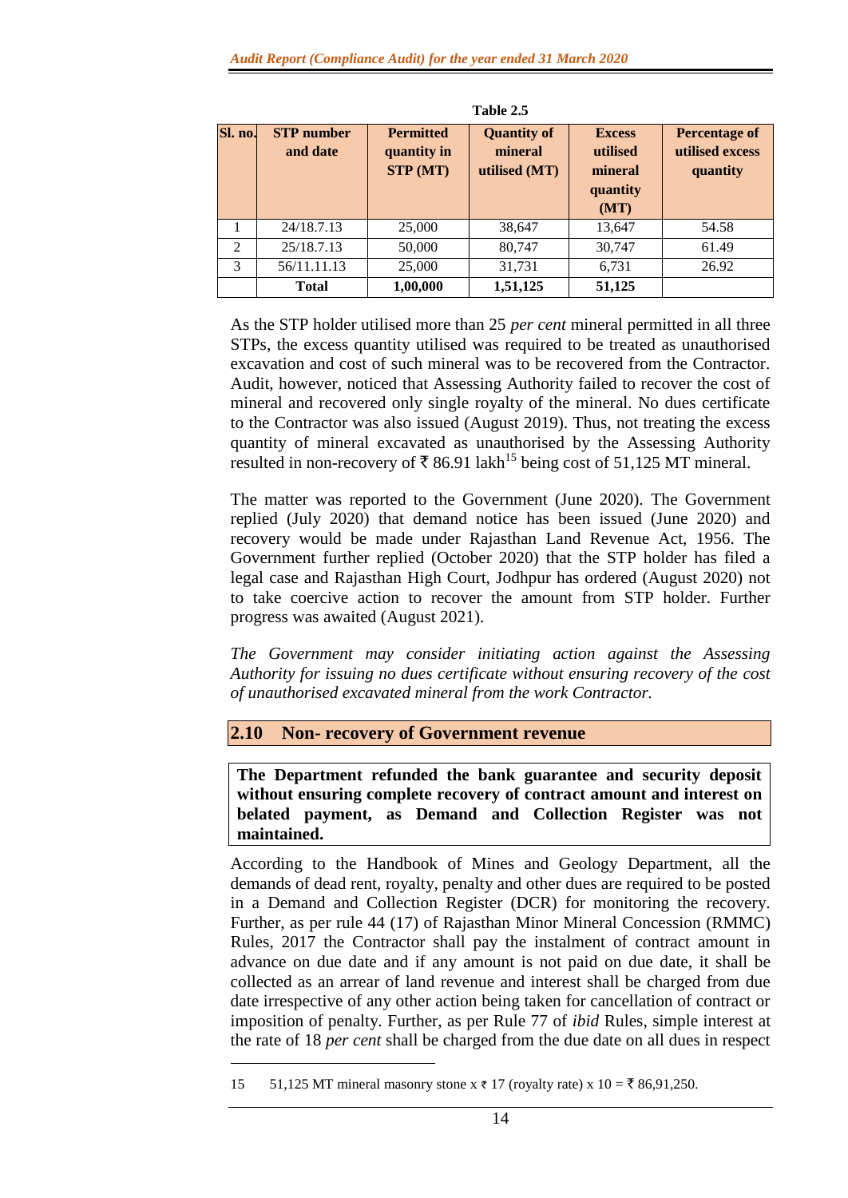Table 2.5

| Sl. no. | STP number and date | Permitted quantity in STP (MT) | Quantity of mineral utilised (MT) | Excess utilised mineral quantity (MT) | Percentage of utilised excess quantity |
|---|---|---|---|---|---|
| 1 | 24/18.7.13 | 25,000 | 38,647 | 13,647 | 54.58 |
| 2 | 25/18.7.13 | 50,000 | 80,747 | 30,747 | 61.49 |
| 3 | 56/11.11.13 | 25,000 | 31,731 | 6,731 | 26.92 |
| | **Total** | **1,00,000** | **1,51,125** | **51,125** | |

As the STP holder utilised more than 25 *per cent* mineral permitted in all three STPs, the excess quantity utilised was required to be treated as unauthorised excavation and cost of such mineral was to be recovered from the Contractor. Audit, however, noticed that Assessing Authority failed to recover the cost of mineral and recovered only single royalty of the mineral. No dues certificate to the Contractor was also issued (August 2019). Thus, not treating the excess quantity of mineral excavated as unauthorised by the Assessing Authority resulted in non-recovery of ₹ 86.91 lakh[15] being cost of 51,125 MT mineral.

The matter was reported to the Government (June 2020). The Government replied (July 2020) that demand notice has been issued (June 2020) and recovery would be made under Rajasthan Land Revenue Act, 1956. The Government further replied (October 2020) that the STP holder has filed a legal case and Rajasthan High Court, Jodhpur has ordered (August 2020) not to take coercive action to recover the amount from STP holder. Further progress was awaited (August 2021).

*The Government may consider initiating action against the Assessing Authority for issuing no dues certificate without ensuring recovery of the cost of unauthorised excavated mineral from the work Contractor.*

## 2.10 Non- recovery of Government revenue

**The Department refunded the bank guarantee and security deposit without ensuring complete recovery of contract amount and interest on belated payment, as Demand and Collection Register was not maintained.**

According to the Handbook of Mines and Geology Department, all the demands of dead rent, royalty, penalty and other dues are required to be posted in a Demand and Collection Register (DCR) for monitoring the recovery. Further, as per rule 44 (17) of Rajasthan Minor Mineral Concession (RMMC) Rules, 2017 the Contractor shall pay the instalment of contract amount in advance on due date and if any amount is not paid on due date, it shall be collected as an arrear of land revenue and interest shall be charged from due date irrespective of any other action being taken for cancellation of contract or imposition of penalty. Further, as per Rule 77 of *ibid* Rules, simple interest at the rate of 18 *per cent* shall be charged from the due date on all dues in respect

15 51,125 MT mineral masonry stone x ₹ 17 (royalty rate) x 10 = ₹ 86,91,250.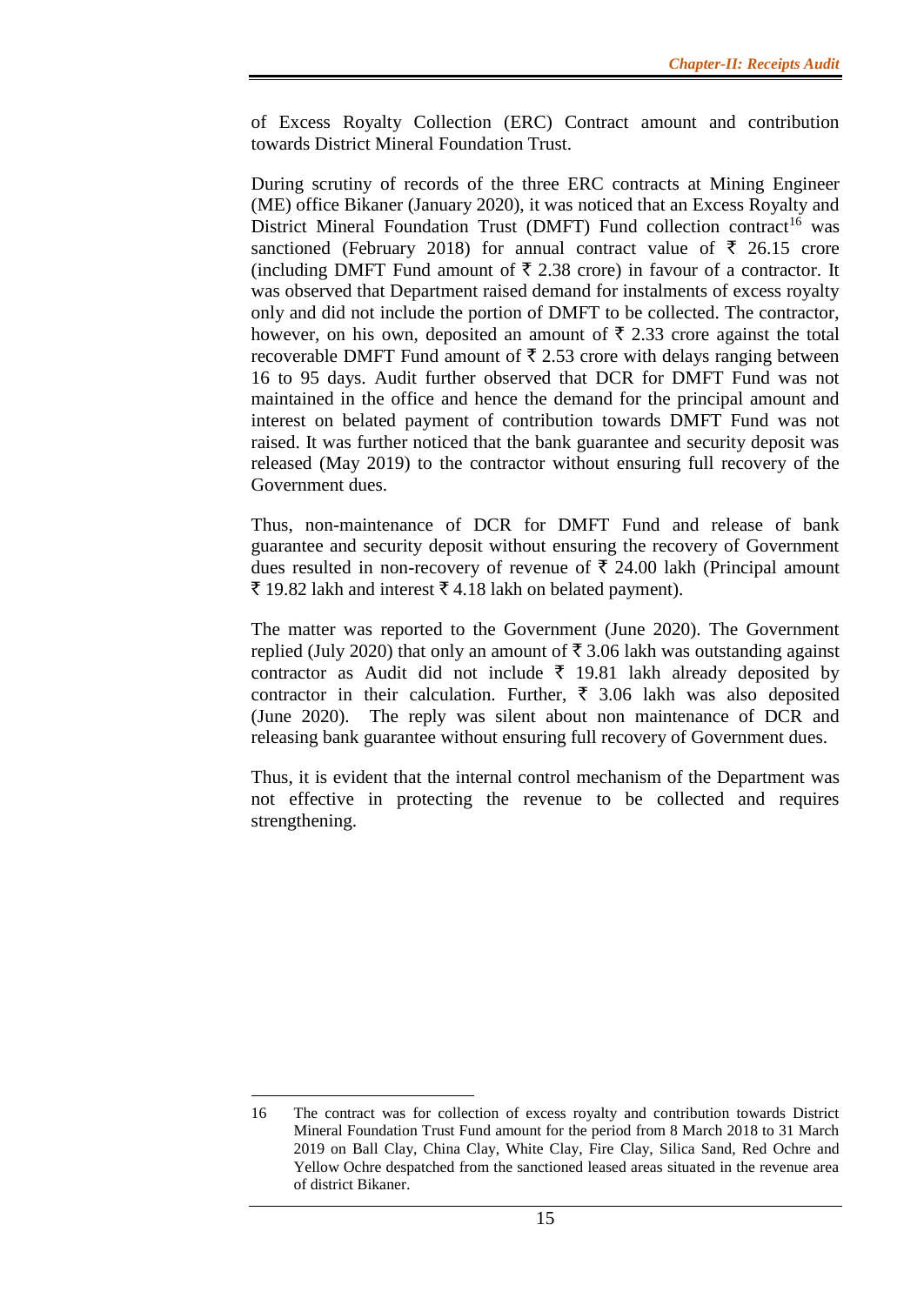of Excess Royalty Collection (ERC) Contract amount and contribution towards District Mineral Foundation Trust.

During scrutiny of records of the three ERC contracts at Mining Engineer (ME) office Bikaner (January 2020), it was noticed that an Excess Royalty and District Mineral Foundation Trust (DMFT) Fund collection contract[16] was sanctioned (February 2018) for annual contract value of ₹ 26.15 crore (including DMFT Fund amount of ₹ 2.38 crore) in favour of a contractor. It was observed that Department raised demand for instalments of excess royalty only and did not include the portion of DMFT to be collected. The contractor, however, on his own, deposited an amount of ₹ 2.33 crore against the total recoverable DMFT Fund amount of ₹ 2.53 crore with delays ranging between 16 to 95 days. Audit further observed that DCR for DMFT Fund was not maintained in the office and hence the demand for the principal amount and interest on belated payment of contribution towards DMFT Fund was not raised. It was further noticed that the bank guarantee and security deposit was released (May 2019) to the contractor without ensuring full recovery of the Government dues.

Thus, non-maintenance of DCR for DMFT Fund and release of bank guarantee and security deposit without ensuring the recovery of Government dues resulted in non-recovery of revenue of ₹ 24.00 lakh (Principal amount ₹ 19.82 lakh and interest ₹ 4.18 lakh on belated payment).

The matter was reported to the Government (June 2020). The Government replied (July 2020) that only an amount of ₹ 3.06 lakh was outstanding against contractor as Audit did not include ₹ 19.81 lakh already deposited by contractor in their calculation. Further, ₹ 3.06 lakh was also deposited (June 2020). The reply was silent about non maintenance of DCR and releasing bank guarantee without ensuring full recovery of Government dues.

Thus, it is evident that the internal control mechanism of the Department was not effective in protecting the revenue to be collected and requires strengthening.

---

16 The contract was for collection of excess royalty and contribution towards District Mineral Foundation Trust Fund amount for the period from 8 March 2018 to 31 March 2019 on Ball Clay, China Clay, White Clay, Fire Clay, Silica Sand, Red Ochre and Yellow Ochre despatched from the sanctioned leased areas situated in the revenue area of district Bikaner.